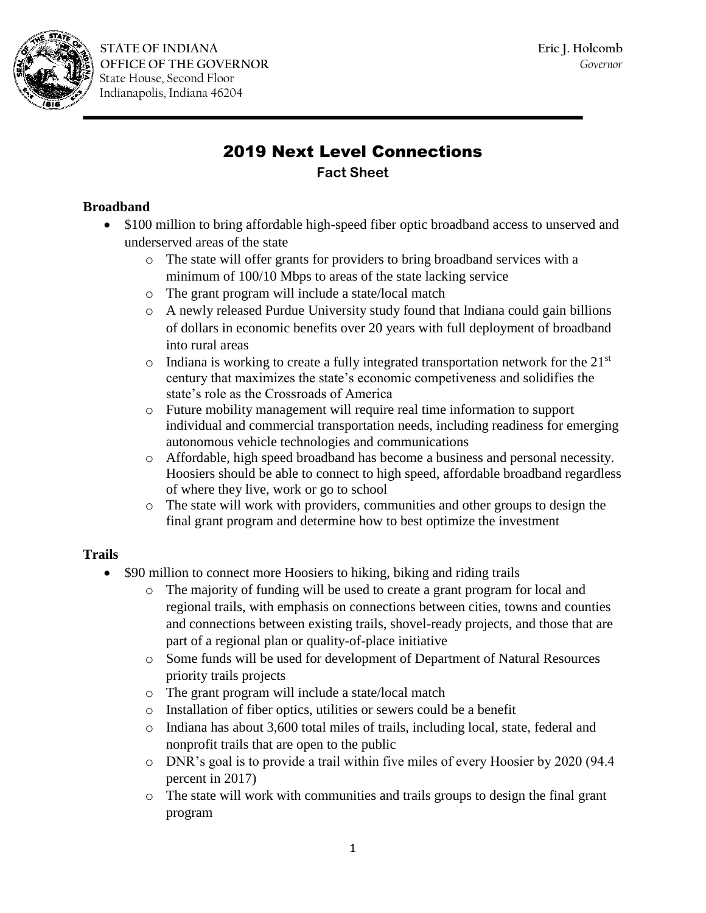STATE OF INDIANA
OFFICE OF THE GOVERNOR
State House, Second Floor
Indianapolis, Indiana 46204

Eric J. Holcomb
*Governor*

# 2019 Next Level Connections

## Fact Sheet

**Broadband**

- $100 million to bring affordable high-speed fiber optic broadband access to unserved and underserved areas of the state
  - The state will offer grants for providers to bring broadband services with a minimum of 100/10 Mbps to areas of the state lacking service
  - The grant program will include a state/local match
  - A newly released Purdue University study found that Indiana could gain billions of dollars in economic benefits over 20 years with full deployment of broadband into rural areas
  - Indiana is working to create a fully integrated transportation network for the 21st century that maximizes the state's economic competiveness and solidifies the state's role as the Crossroads of America
  - Future mobility management will require real time information to support individual and commercial transportation needs, including readiness for emerging autonomous vehicle technologies and communications
  - Affordable, high speed broadband has become a business and personal necessity. Hoosiers should be able to connect to high speed, affordable broadband regardless of where they live, work or go to school
  - The state will work with providers, communities and other groups to design the final grant program and determine how to best optimize the investment

**Trails**

- $90 million to connect more Hoosiers to hiking, biking and riding trails
  - The majority of funding will be used to create a grant program for local and regional trails, with emphasis on connections between cities, towns and counties and connections between existing trails, shovel-ready projects, and those that are part of a regional plan or quality-of-place initiative
  - Some funds will be used for development of Department of Natural Resources priority trails projects
  - The grant program will include a state/local match
  - Installation of fiber optics, utilities or sewers could be a benefit
  - Indiana has about 3,600 total miles of trails, including local, state, federal and nonprofit trails that are open to the public
  - DNR's goal is to provide a trail within five miles of every Hoosier by 2020 (94.4 percent in 2017)
  - The state will work with communities and trails groups to design the final grant program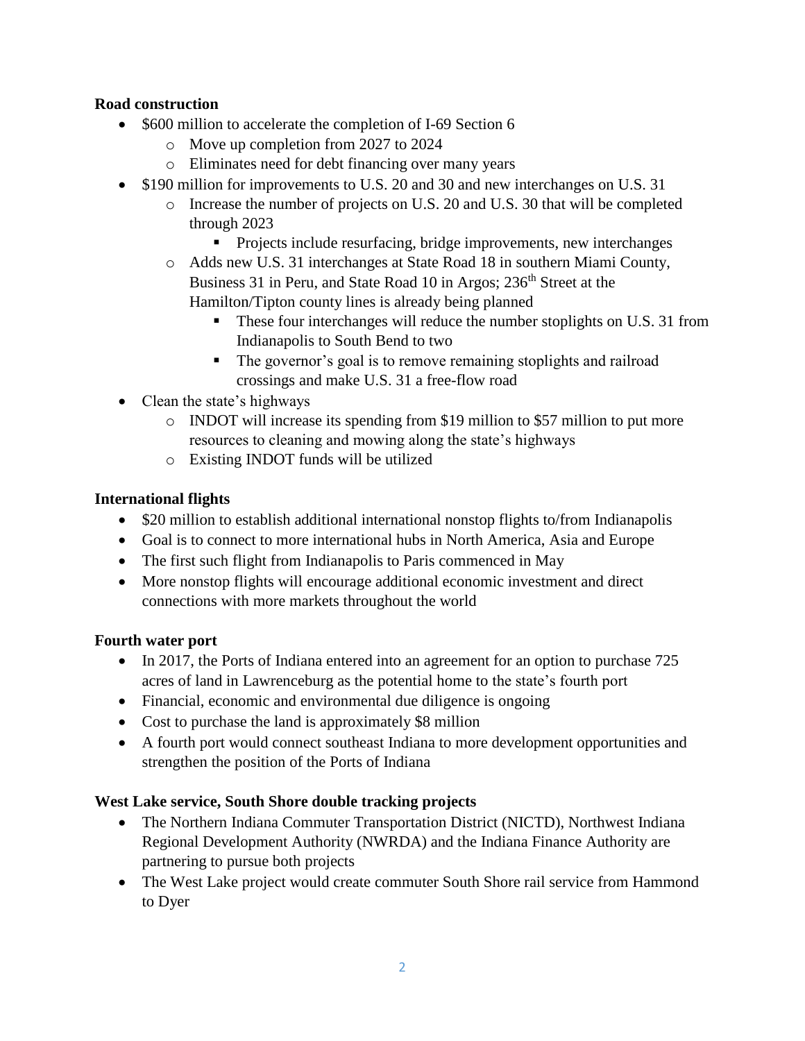**Road construction**

- $600 million to accelerate the completion of I-69 Section 6
  - Move up completion from 2027 to 2024
  - Eliminates need for debt financing over many years
- $190 million for improvements to U.S. 20 and 30 and new interchanges on U.S. 31
  - Increase the number of projects on U.S. 20 and U.S. 30 that will be completed through 2023
    - Projects include resurfacing, bridge improvements, new interchanges
  - Adds new U.S. 31 interchanges at State Road 18 in southern Miami County, Business 31 in Peru, and State Road 10 in Argos; 236th Street at the Hamilton/Tipton county lines is already being planned
    - These four interchanges will reduce the number stoplights on U.S. 31 from Indianapolis to South Bend to two
    - The governor's goal is to remove remaining stoplights and railroad crossings and make U.S. 31 a free-flow road
- Clean the state's highways
  - INDOT will increase its spending from $19 million to $57 million to put more resources to cleaning and mowing along the state's highways
  - Existing INDOT funds will be utilized

**International flights**

- $20 million to establish additional international nonstop flights to/from Indianapolis
- Goal is to connect to more international hubs in North America, Asia and Europe
- The first such flight from Indianapolis to Paris commenced in May
- More nonstop flights will encourage additional economic investment and direct connections with more markets throughout the world

**Fourth water port**

- In 2017, the Ports of Indiana entered into an agreement for an option to purchase 725 acres of land in Lawrenceburg as the potential home to the state's fourth port
- Financial, economic and environmental due diligence is ongoing
- Cost to purchase the land is approximately $8 million
- A fourth port would connect southeast Indiana to more development opportunities and strengthen the position of the Ports of Indiana

**West Lake service, South Shore double tracking projects**

- The Northern Indiana Commuter Transportation District (NICTD), Northwest Indiana Regional Development Authority (NWRDA) and the Indiana Finance Authority are partnering to pursue both projects
- The West Lake project would create commuter South Shore rail service from Hammond to Dyer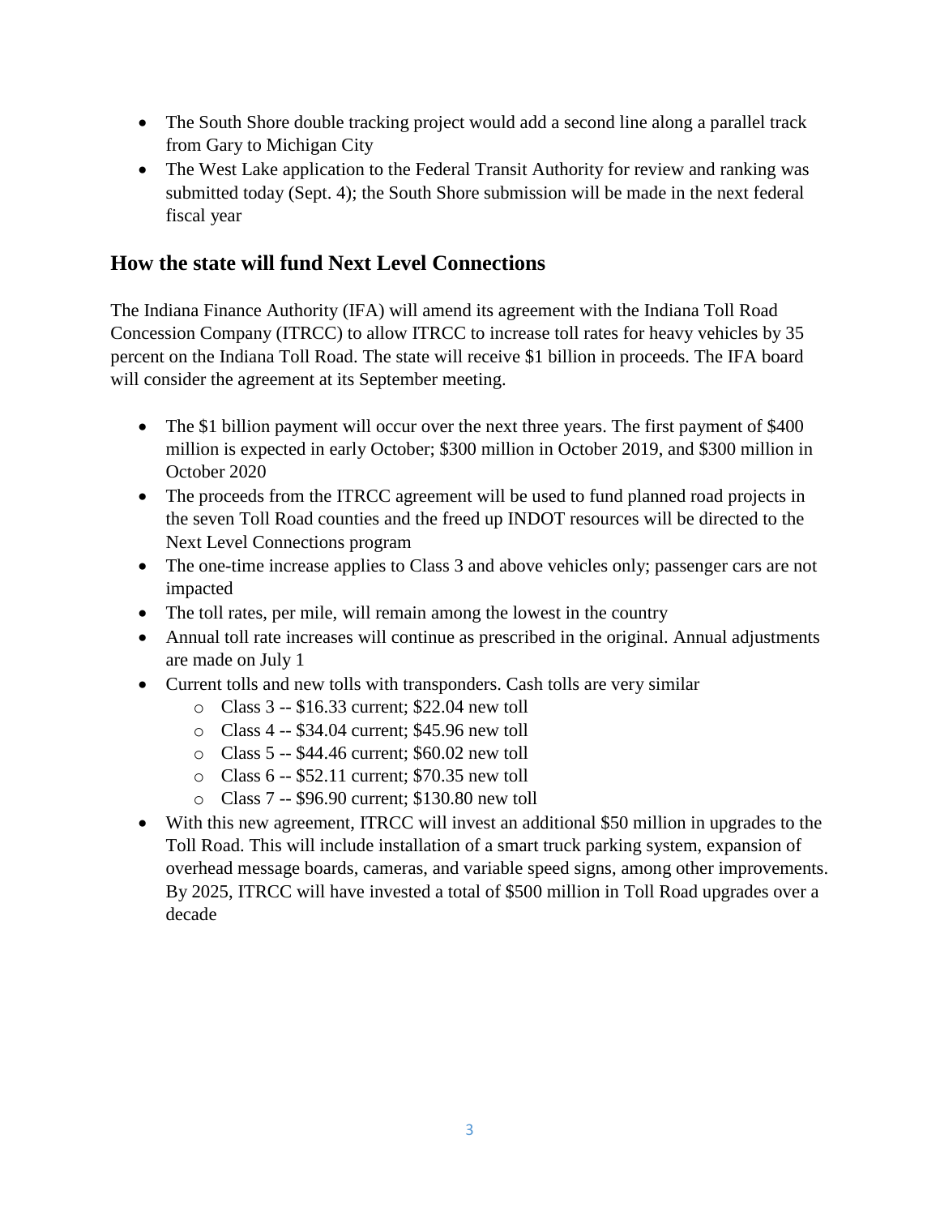- The South Shore double tracking project would add a second line along a parallel track from Gary to Michigan City
- The West Lake application to the Federal Transit Authority for review and ranking was submitted today (Sept. 4); the South Shore submission will be made in the next federal fiscal year

## How the state will fund Next Level Connections

The Indiana Finance Authority (IFA) will amend its agreement with the Indiana Toll Road Concession Company (ITRCC) to allow ITRCC to increase toll rates for heavy vehicles by 35 percent on the Indiana Toll Road. The state will receive $1 billion in proceeds. The IFA board will consider the agreement at its September meeting.

- The $1 billion payment will occur over the next three years. The first payment of $400 million is expected in early October; $300 million in October 2019, and $300 million in October 2020
- The proceeds from the ITRCC agreement will be used to fund planned road projects in the seven Toll Road counties and the freed up INDOT resources will be directed to the Next Level Connections program
- The one-time increase applies to Class 3 and above vehicles only; passenger cars are not impacted
- The toll rates, per mile, will remain among the lowest in the country
- Annual toll rate increases will continue as prescribed in the original. Annual adjustments are made on July 1
- Current tolls and new tolls with transponders. Cash tolls are very similar
  - Class 3 -- $16.33 current; $22.04 new toll
  - Class 4 -- $34.04 current; $45.96 new toll
  - Class 5 -- $44.46 current; $60.02 new toll
  - Class 6 -- $52.11 current; $70.35 new toll
  - Class 7 -- $96.90 current; $130.80 new toll
- With this new agreement, ITRCC will invest an additional $50 million in upgrades to the Toll Road. This will include installation of a smart truck parking system, expansion of overhead message boards, cameras, and variable speed signs, among other improvements. By 2025, ITRCC will have invested a total of $500 million in Toll Road upgrades over a decade